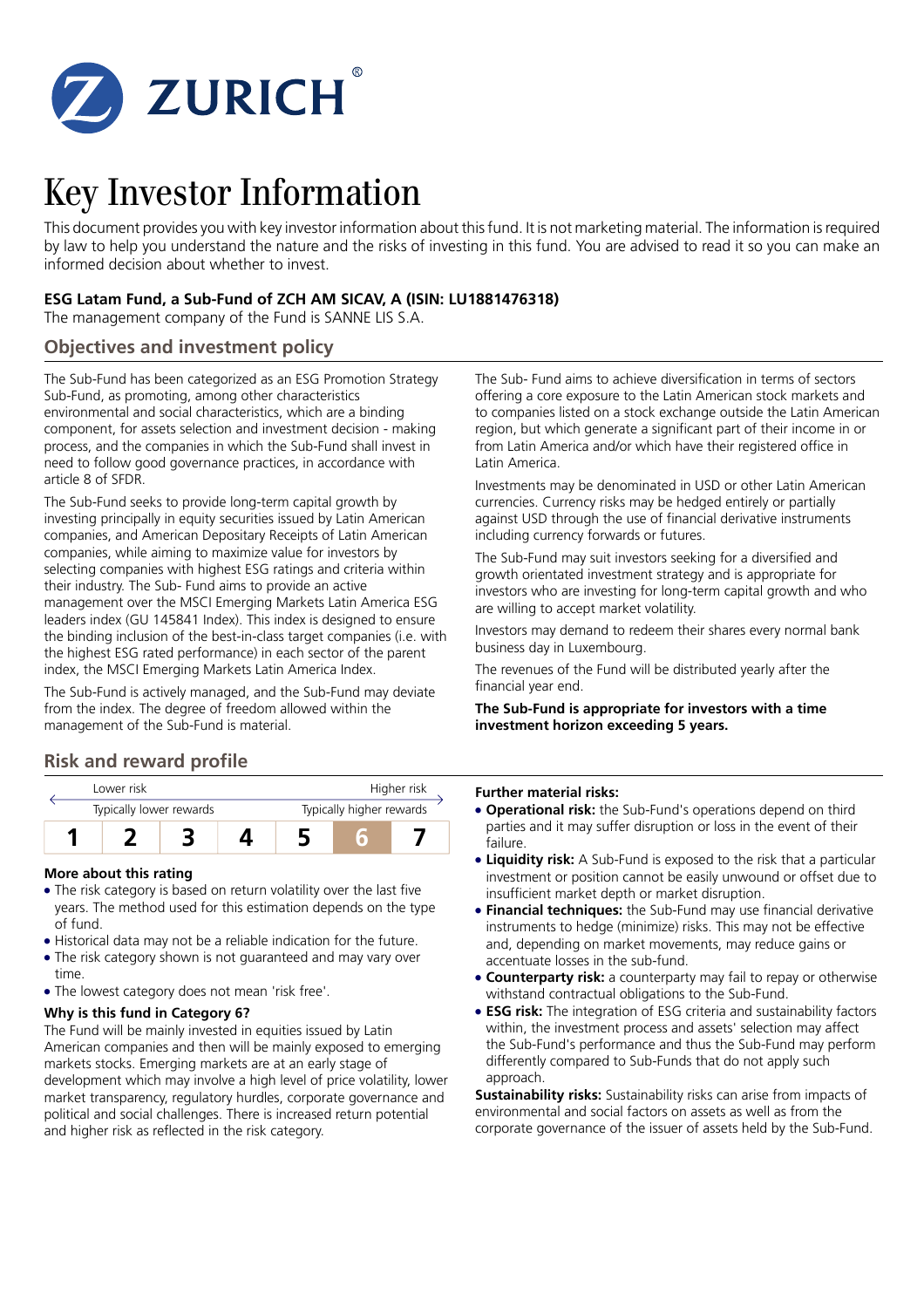# Key Investor Information

This document provides you with key investor information about this fund. It is not marketing material. The information is required by law to help you understand the nature and the risks of investing in this fund. You are advised to read it so you can make an informed decision about whether to invest.

**ESG Latam Fund, a Sub-Fund of ZCH AM SICAV, A (ISIN: LU1881476318)**

The management company of the Fund is SANNE LIS S.A.

## Objectives and investment policy

The Sub-Fund has been categorized as an ESG Promotion Strategy Sub-Fund, as promoting, among other characteristics environmental and social characteristics, which are a binding component, for assets selection and investment decision - making process, and the companies in which the Sub-Fund shall invest in need to follow good governance practices, in accordance with article 8 of SFDR.

The Sub-Fund seeks to provide long-term capital growth by investing principally in equity securities issued by Latin American companies, and American Depositary Receipts of Latin American companies, while aiming to maximize value for investors by selecting companies with highest ESG ratings and criteria within their industry. The Sub- Fund aims to provide an active management over the MSCI Emerging Markets Latin America ESG leaders index (GU 145841 Index). This index is designed to ensure the binding inclusion of the best-in-class target companies (i.e. with the highest ESG rated performance) in each sector of the parent index, the MSCI Emerging Markets Latin America Index.

The Sub-Fund is actively managed, and the Sub-Fund may deviate from the index. The degree of freedom allowed within the management of the Sub-Fund is material.

The Sub- Fund aims to achieve diversification in terms of sectors offering a core exposure to the Latin American stock markets and to companies listed on a stock exchange outside the Latin American region, but which generate a significant part of their income in or from Latin America and/or which have their registered office in Latin America.

Investments may be denominated in USD or other Latin American currencies. Currency risks may be hedged entirely or partially against USD through the use of financial derivative instruments including currency forwards or futures.

The Sub-Fund may suit investors seeking for a diversified and growth orientated investment strategy and is appropriate for investors who are investing for long-term capital growth and who are willing to accept market volatility.

Investors may demand to redeem their shares every normal bank business day in Luxembourg.

The revenues of the Fund will be distributed yearly after the financial year end.

**The Sub-Fund is appropriate for investors with a time investment horizon exceeding 5 years.**

## Risk and reward profile

| Lower risk | | | | | | Higher risk |
|---|---|---|---|---|---|---|
| Typically lower rewards | | | | | | Typically higher rewards |
| 1 | 2 | 3 | 4 | 5 | **6** | 7 |

### More about this rating

- The risk category is based on return volatility over the last five years. The method used for this estimation depends on the type of fund.
- Historical data may not be a reliable indication for the future.
- The risk category shown is not guaranteed and may vary over time.
- The lowest category does not mean 'risk free'.

### Why is this fund in Category 6?

The Fund will be mainly invested in equities issued by Latin American companies and then will be mainly exposed to emerging markets stocks. Emerging markets are at an early stage of development which may involve a high level of price volatility, lower market transparency, regulatory hurdles, corporate governance and political and social challenges. There is increased return potential and higher risk as reflected in the risk category.

**Further material risks:**

- **Operational risk:** the Sub-Fund's operations depend on third parties and it may suffer disruption or loss in the event of their failure.
- **Liquidity risk:** A Sub-Fund is exposed to the risk that a particular investment or position cannot be easily unwound or offset due to insufficient market depth or market disruption.
- **Financial techniques:** the Sub-Fund may use financial derivative instruments to hedge (minimize) risks. This may not be effective and, depending on market movements, may reduce gains or accentuate losses in the sub-fund.
- **Counterparty risk:** a counterparty may fail to repay or otherwise withstand contractual obligations to the Sub-Fund.
- **ESG risk:** The integration of ESG criteria and sustainability factors within, the investment process and assets' selection may affect the Sub-Fund's performance and thus the Sub-Fund may perform differently compared to Sub-Funds that do not apply such approach.

**Sustainability risks:** Sustainability risks can arise from impacts of environmental and social factors on assets as well as from the corporate governance of the issuer of assets held by the Sub-Fund.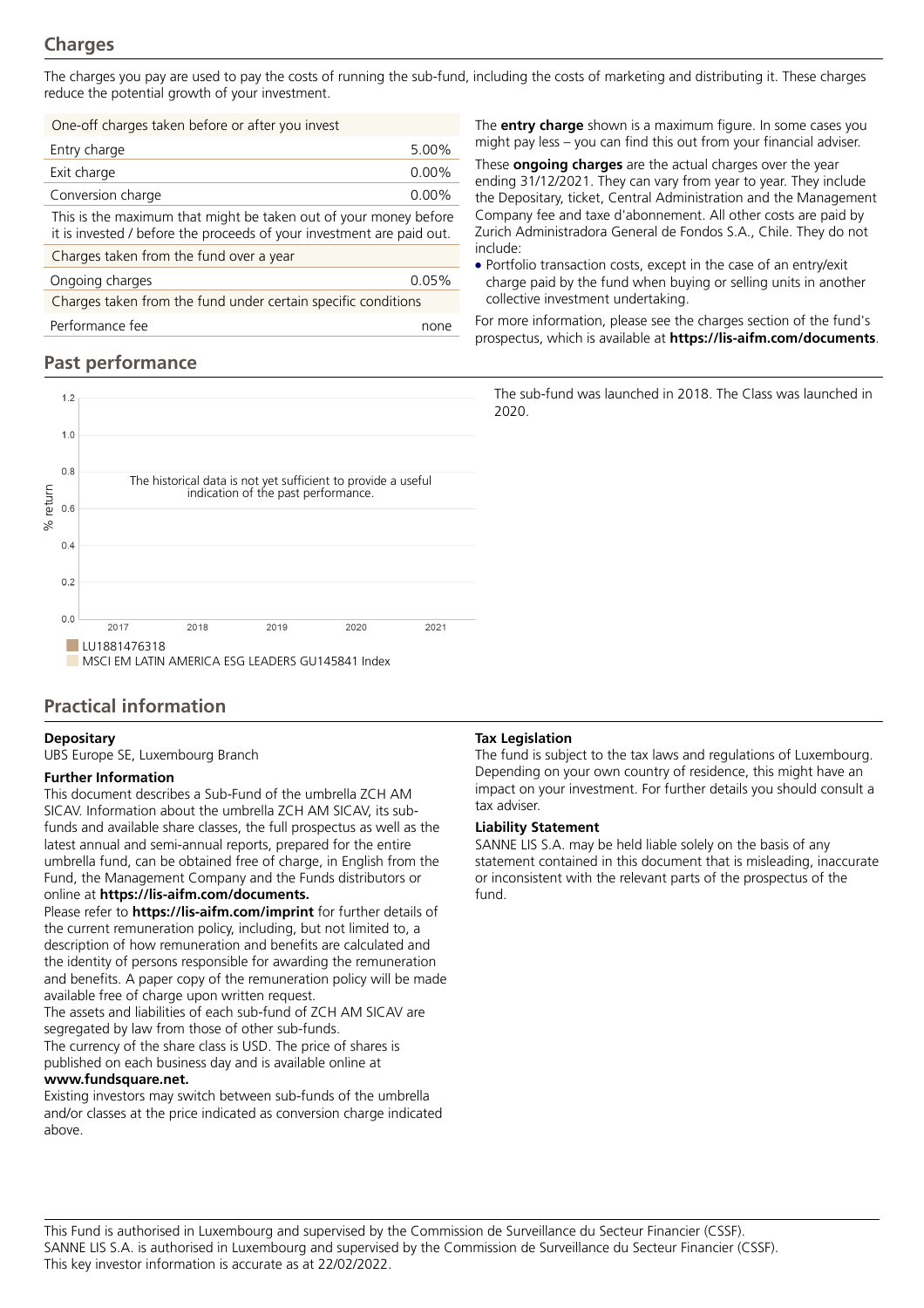## Charges

The charges you pay are used to pay the costs of running the sub-fund, including the costs of marketing and distributing it. These charges reduce the potential growth of your investment.

| One-off charges taken before or after you invest | |
|---|---|
| Entry charge | 5.00% |
| Exit charge | 0.00% |
| Conversion charge | 0.00% |
| This is the maximum that might be taken out of your money before it is invested / before the proceeds of your investment are paid out. | |
| **Charges taken from the fund over a year** | |
| Ongoing charges | 0.05% |
| **Charges taken from the fund under certain specific conditions** | |
| Performance fee | none |

The **entry charge** shown is a maximum figure. In some cases you might pay less – you can find this out from your financial adviser.

These **ongoing charges** are the actual charges over the year ending 31/12/2021. They can vary from year to year. They include the Depositary, ticket, Central Administration and the Management Company fee and taxe d'abonnement. All other costs are paid by Zurich Administradora General de Fondos S.A., Chile. They do not include:

- Portfolio transaction costs, except in the case of an entry/exit charge paid by the fund when buying or selling units in another collective investment undertaking.

For more information, please see the charges section of the fund's prospectus, which is available at **https://lis-aifm.com/documents**.

## Past performance

1.2
1.0
0.8
0.6
0.4
0.2
0.0
% return
The historical data is not yet sufficient to provide a useful indication of the past performance.
2017 2018 2019 2020 2021
LU1881476318
MSCI EM LATIN AMERICA ESG LEADERS GU145841 Index

The sub-fund was launched in 2018. The Class was launched in 2020.

## Practical information

**Depositary**
UBS Europe SE, Luxembourg Branch

**Further Information**
This document describes a Sub-Fund of the umbrella ZCH AM SICAV. Information about the umbrella ZCH AM SICAV, its sub-funds and available share classes, the full prospectus as well as the latest annual and semi-annual reports, prepared for the entire umbrella fund, can be obtained free of charge, in English from the Fund, the Management Company and the Funds distributors or online at **https://lis-aifm.com/documents.**

Please refer to **https://lis-aifm.com/imprint** for further details of the current remuneration policy, including, but not limited to, a description of how remuneration and benefits are calculated and the identity of persons responsible for awarding the remuneration and benefits. A paper copy of the remuneration policy will be made available free of charge upon written request.

The assets and liabilities of each sub-fund of ZCH AM SICAV are segregated by law from those of other sub-funds.

The currency of the share class is USD. The price of shares is published on each business day and is available online at **www.fundsquare.net.**

Existing investors may switch between sub-funds of the umbrella and/or classes at the price indicated as conversion charge indicated above.

**Tax Legislation**
The fund is subject to the tax laws and regulations of Luxembourg. Depending on your own country of residence, this might have an impact on your investment. For further details you should consult a tax adviser.

**Liability Statement**
SANNE LIS S.A. may be held liable solely on the basis of any statement contained in this document that is misleading, inaccurate or inconsistent with the relevant parts of the prospectus of the fund.

This Fund is authorised in Luxembourg and supervised by the Commission de Surveillance du Secteur Financier (CSSF).
SANNE LIS S.A. is authorised in Luxembourg and supervised by the Commission de Surveillance du Secteur Financier (CSSF).
This key investor information is accurate as at 22/02/2022.